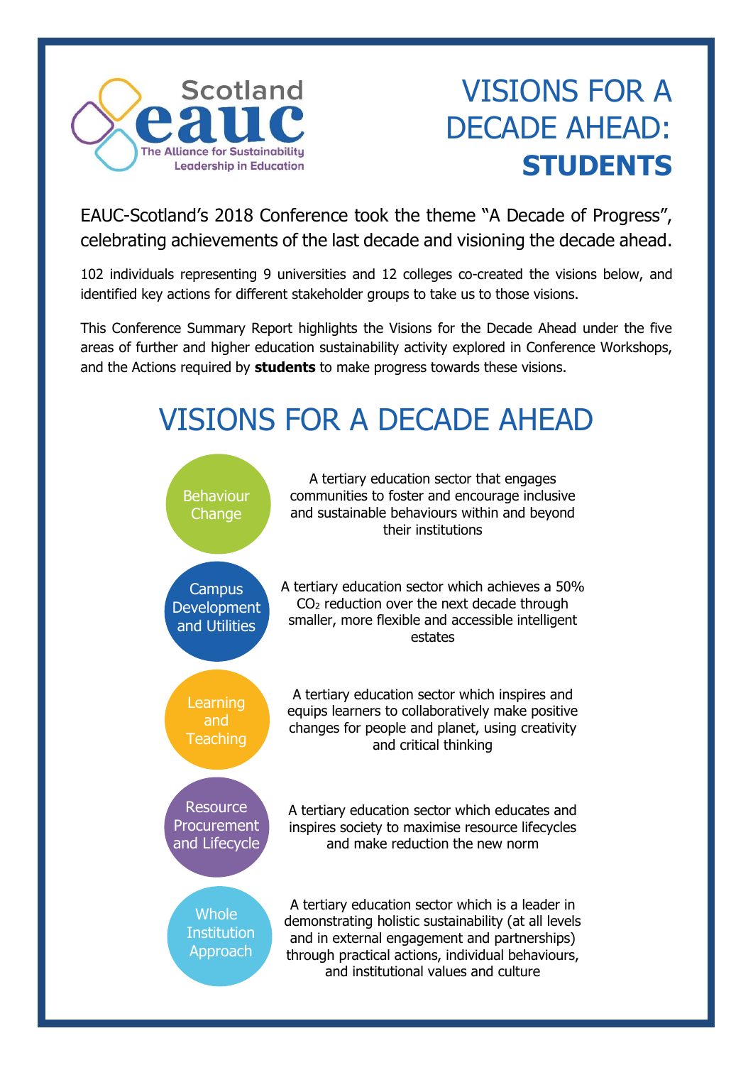Scotland eauc – The Alliance for Sustainability Leadership in Education

# VISIONS FOR A DECADE AHEAD: **STUDENTS**

EAUC-Scotland's 2018 Conference took the theme "A Decade of Progress", celebrating achievements of the last decade and visioning the decade ahead.

102 individuals representing 9 universities and 12 colleges co-created the visions below, and identified key actions for different stakeholder groups to take us to those visions.

This Conference Summary Report highlights the Visions for the Decade Ahead under the five areas of further and higher education sustainability activity explored in Conference Workshops, and the Actions required by **students** to make progress towards these visions.

## VISIONS FOR A DECADE AHEAD

| Area | Vision |
| --- | --- |
| Behaviour Change | A tertiary education sector that engages communities to foster and encourage inclusive and sustainable behaviours within and beyond their institutions |
| Campus Development and Utilities | A tertiary education sector which achieves a 50% $CO_2$ reduction over the next decade through smaller, more flexible and accessible intelligent estates |
| Learning and Teaching | A tertiary education sector which inspires and equips learners to collaboratively make positive changes for people and planet, using creativity and critical thinking |
| Resource Procurement and Lifecycle | A tertiary education sector which educates and inspires society to maximise resource lifecycles and make reduction the new norm |
| Whole Institution Approach | A tertiary education sector which is a leader in demonstrating holistic sustainability (at all levels and in external engagement and partnerships) through practical actions, individual behaviours, and institutional values and culture |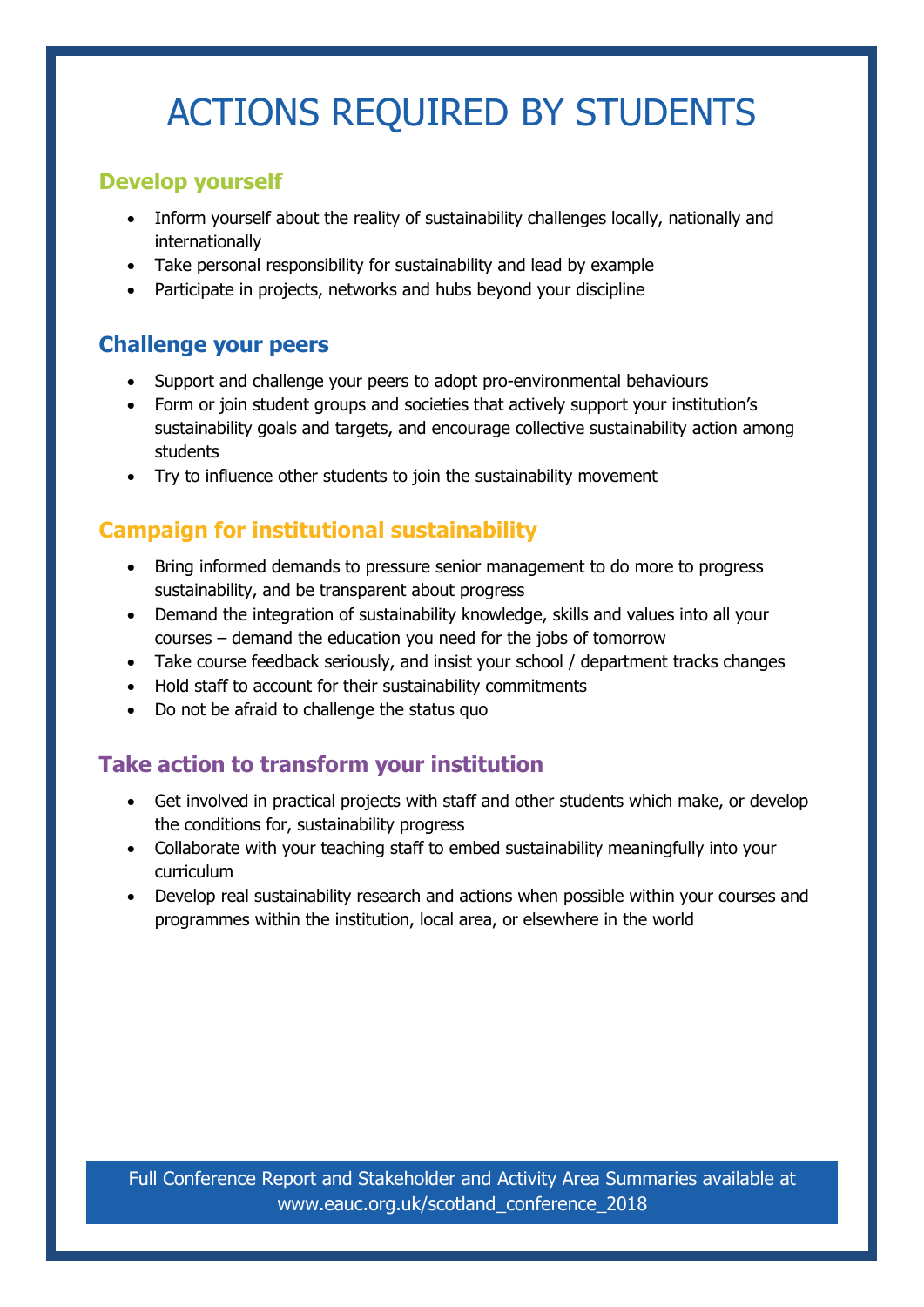# ACTIONS REQUIRED BY STUDENTS

## Develop yourself

- Inform yourself about the reality of sustainability challenges locally, nationally and internationally
- Take personal responsibility for sustainability and lead by example
- Participate in projects, networks and hubs beyond your discipline

## Challenge your peers

- Support and challenge your peers to adopt pro-environmental behaviours
- Form or join student groups and societies that actively support your institution's sustainability goals and targets, and encourage collective sustainability action among students
- Try to influence other students to join the sustainability movement

## Campaign for institutional sustainability

- Bring informed demands to pressure senior management to do more to progress sustainability, and be transparent about progress
- Demand the integration of sustainability knowledge, skills and values into all your courses – demand the education you need for the jobs of tomorrow
- Take course feedback seriously, and insist your school / department tracks changes
- Hold staff to account for their sustainability commitments
- Do not be afraid to challenge the status quo

## Take action to transform your institution

- Get involved in practical projects with staff and other students which make, or develop the conditions for, sustainability progress
- Collaborate with your teaching staff to embed sustainability meaningfully into your curriculum
- Develop real sustainability research and actions when possible within your courses and programmes within the institution, local area, or elsewhere in the world

Full Conference Report and Stakeholder and Activity Area Summaries available at www.eauc.org.uk/scotland_conference_2018